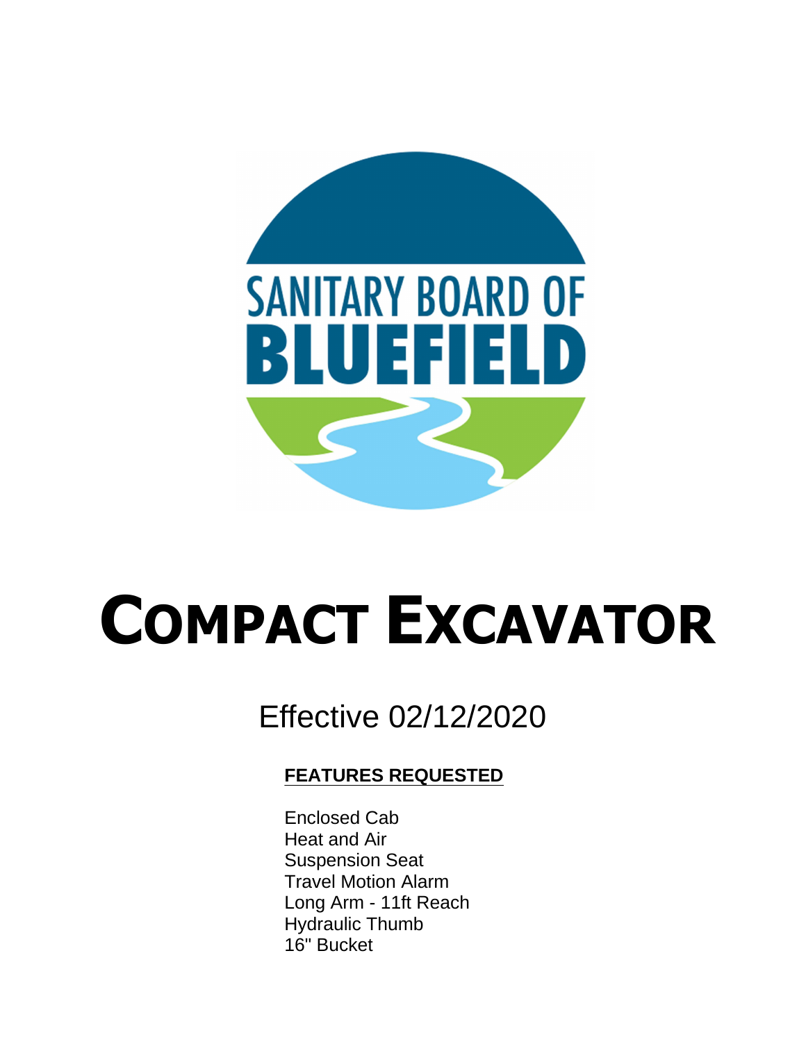SANITARY BOARD OF
BLUEFIELD

# COMPACT EXCAVATOR

Effective 02/12/2020

**FEATURES REQUESTED**

Enclosed Cab
Heat and Air
Suspension Seat
Travel Motion Alarm
Long Arm - 11ft Reach
Hydraulic Thumb
16" Bucket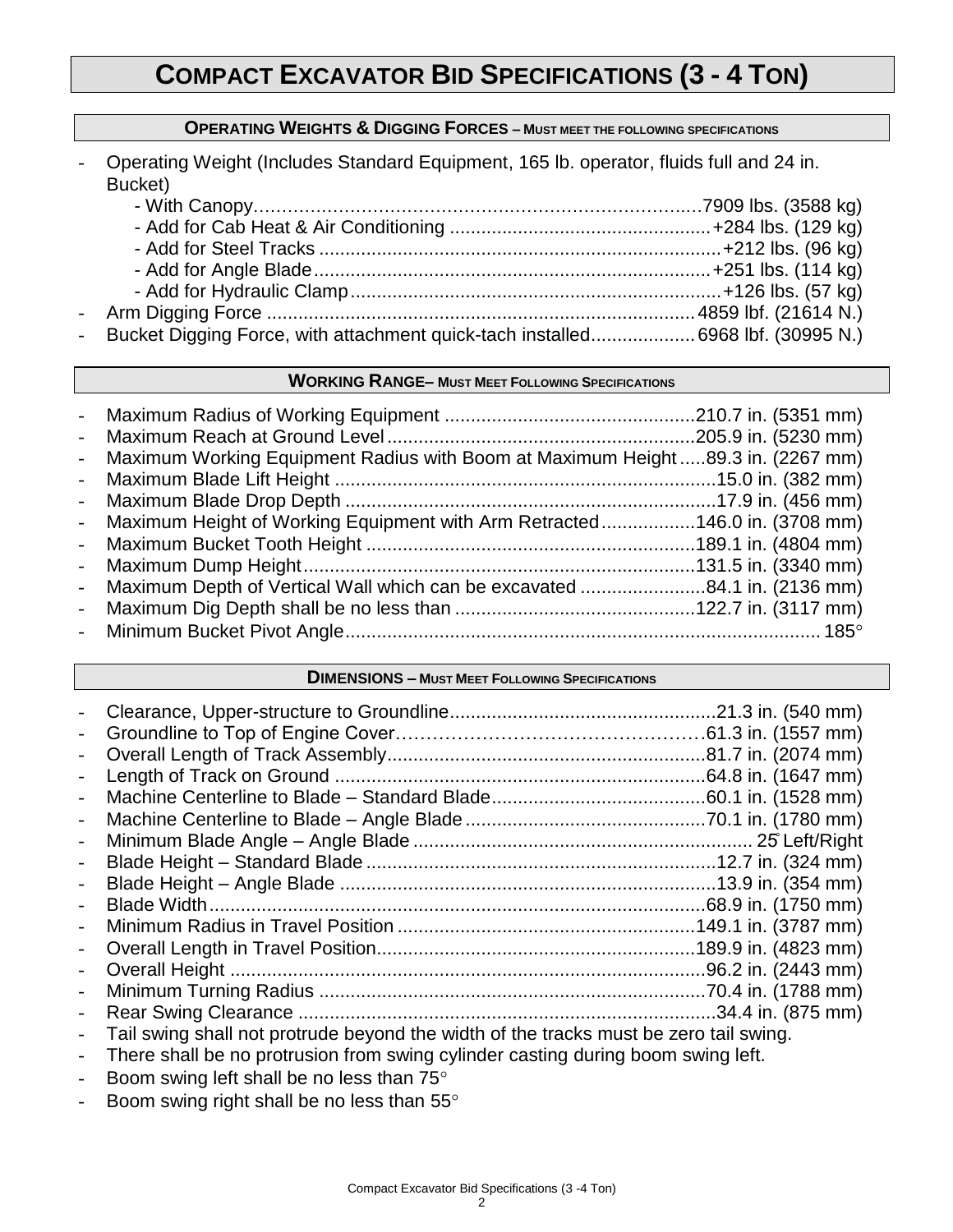# COMPACT EXCAVATOR BID SPECIFICATIONS (3 - 4 TON)

## OPERATING WEIGHTS & DIGGING FORCES – MUST MEET THE FOLLOWING SPECIFICATIONS

- Operating Weight (Includes Standard Equipment, 165 lb. operator, fluids full and 24 in. Bucket)
  - With Canopy......7909 lbs. (3588 kg)
  - Add for Cab Heat & Air Conditioning......+284 lbs. (129 kg)
  - Add for Steel Tracks......+212 lbs. (96 kg)
  - Add for Angle Blade......+251 lbs. (114 kg)
  - Add for Hydraulic Clamp......+126 lbs. (57 kg)
- Arm Digging Force......4859 lbf. (21614 N.)
- Bucket Digging Force, with attachment quick-tach installed......6968 lbf. (30995 N.)

## WORKING RANGE– MUST MEET FOLLOWING SPECIFICATIONS

- Maximum Radius of Working Equipment......210.7 in. (5351 mm)
- Maximum Reach at Ground Level......205.9 in. (5230 mm)
- Maximum Working Equipment Radius with Boom at Maximum Height......89.3 in. (2267 mm)
- Maximum Blade Lift Height......15.0 in. (382 mm)
- Maximum Blade Drop Depth......17.9 in. (456 mm)
- Maximum Height of Working Equipment with Arm Retracted......146.0 in. (3708 mm)
- Maximum Bucket Tooth Height......189.1 in. (4804 mm)
- Maximum Dump Height......131.5 in. (3340 mm)
- Maximum Depth of Vertical Wall which can be excavated......84.1 in. (2136 mm)
- Maximum Dig Depth shall be no less than......122.7 in. (3117 mm)
- Minimum Bucket Pivot Angle......185°

## DIMENSIONS – MUST MEET FOLLOWING SPECIFICATIONS

- Clearance, Upper-structure to Groundline......21.3 in. (540 mm)
- Groundline to Top of Engine Cover......61.3 in. (1557 mm)
- Overall Length of Track Assembly......81.7 in. (2074 mm)
- Length of Track on Ground......64.8 in. (1647 mm)
- Machine Centerline to Blade – Standard Blade......60.1 in. (1528 mm)
- Machine Centerline to Blade – Angle Blade......70.1 in. (1780 mm)
- Minimum Blade Angle – Angle Blade......25° Left/Right
- Blade Height – Standard Blade......12.7 in. (324 mm)
- Blade Height – Angle Blade......13.9 in. (354 mm)
- Blade Width......68.9 in. (1750 mm)
- Minimum Radius in Travel Position......149.1 in. (3787 mm)
- Overall Length in Travel Position......189.9 in. (4823 mm)
- Overall Height......96.2 in. (2443 mm)
- Minimum Turning Radius......70.4 in. (1788 mm)
- Rear Swing Clearance......34.4 in. (875 mm)
- Tail swing shall not protrude beyond the width of the tracks must be zero tail swing.
- There shall be no protrusion from swing cylinder casting during boom swing left.
- Boom swing left shall be no less than 75°
- Boom swing right shall be no less than 55°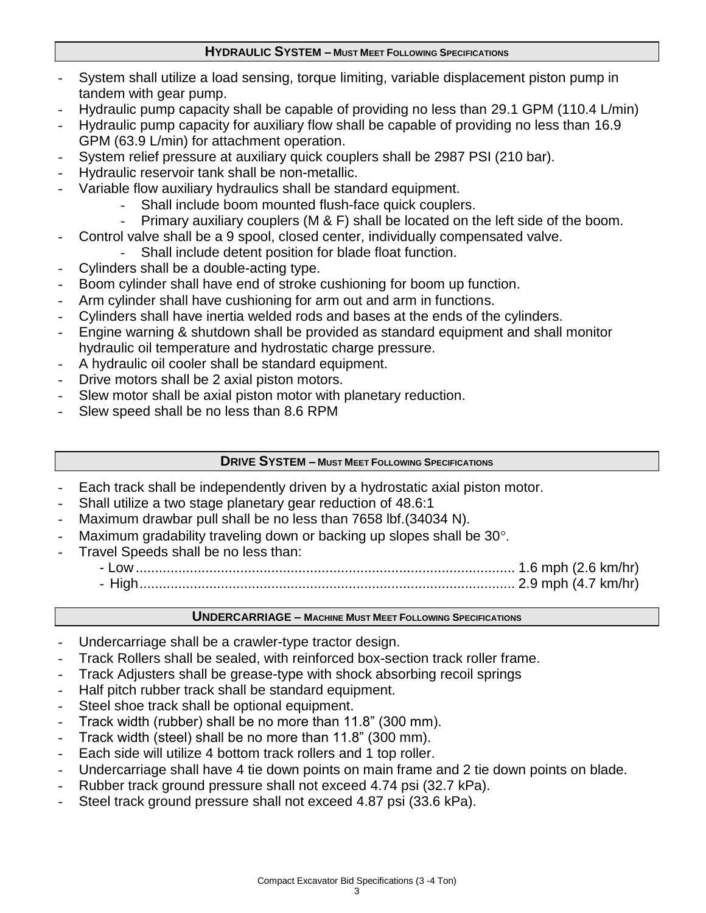## HYDRAULIC SYSTEM – MUST MEET FOLLOWING SPECIFICATIONS

- System shall utilize a load sensing, torque limiting, variable displacement piston pump in tandem with gear pump.
- Hydraulic pump capacity shall be capable of providing no less than 29.1 GPM (110.4 L/min)
- Hydraulic pump capacity for auxiliary flow shall be capable of providing no less than 16.9 GPM (63.9 L/min) for attachment operation.
- System relief pressure at auxiliary quick couplers shall be 2987 PSI (210 bar).
- Hydraulic reservoir tank shall be non-metallic.
- Variable flow auxiliary hydraulics shall be standard equipment.
    - Shall include boom mounted flush-face quick couplers.
    - Primary auxiliary couplers (M & F) shall be located on the left side of the boom.
- Control valve shall be a 9 spool, closed center, individually compensated valve.
    - Shall include detent position for blade float function.
- Cylinders shall be a double-acting type.
- Boom cylinder shall have end of stroke cushioning for boom up function.
- Arm cylinder shall have cushioning for arm out and arm in functions.
- Cylinders shall have inertia welded rods and bases at the ends of the cylinders.
- Engine warning & shutdown shall be provided as standard equipment and shall monitor hydraulic oil temperature and hydrostatic charge pressure.
- A hydraulic oil cooler shall be standard equipment.
- Drive motors shall be 2 axial piston motors.
- Slew motor shall be axial piston motor with planetary reduction.
- Slew speed shall be no less than 8.6 RPM

## DRIVE SYSTEM – MUST MEET FOLLOWING SPECIFICATIONS

- Each track shall be independently driven by a hydrostatic axial piston motor.
- Shall utilize a two stage planetary gear reduction of 48.6:1
- Maximum drawbar pull shall be no less than 7658 lbf.(34034 N).
- Maximum gradability traveling down or backing up slopes shall be 30°.
- Travel Speeds shall be no less than:
    - Low.................................................................................................. 1.6 mph (2.6 km/hr)
    - High................................................................................................. 2.9 mph (4.7 km/hr)

## UNDERCARRIAGE – MACHINE MUST MEET FOLLOWING SPECIFICATIONS

- Undercarriage shall be a crawler-type tractor design.
- Track Rollers shall be sealed, with reinforced box-section track roller frame.
- Track Adjusters shall be grease-type with shock absorbing recoil springs
- Half pitch rubber track shall be standard equipment.
- Steel shoe track shall be optional equipment.
- Track width (rubber) shall be no more than 11.8" (300 mm).
- Track width (steel) shall be no more than 11.8" (300 mm).
- Each side will utilize 4 bottom track rollers and 1 top roller.
- Undercarriage shall have 4 tie down points on main frame and 2 tie down points on blade.
- Rubber track ground pressure shall not exceed 4.74 psi (32.7 kPa).
- Steel track ground pressure shall not exceed 4.87 psi (33.6 kPa).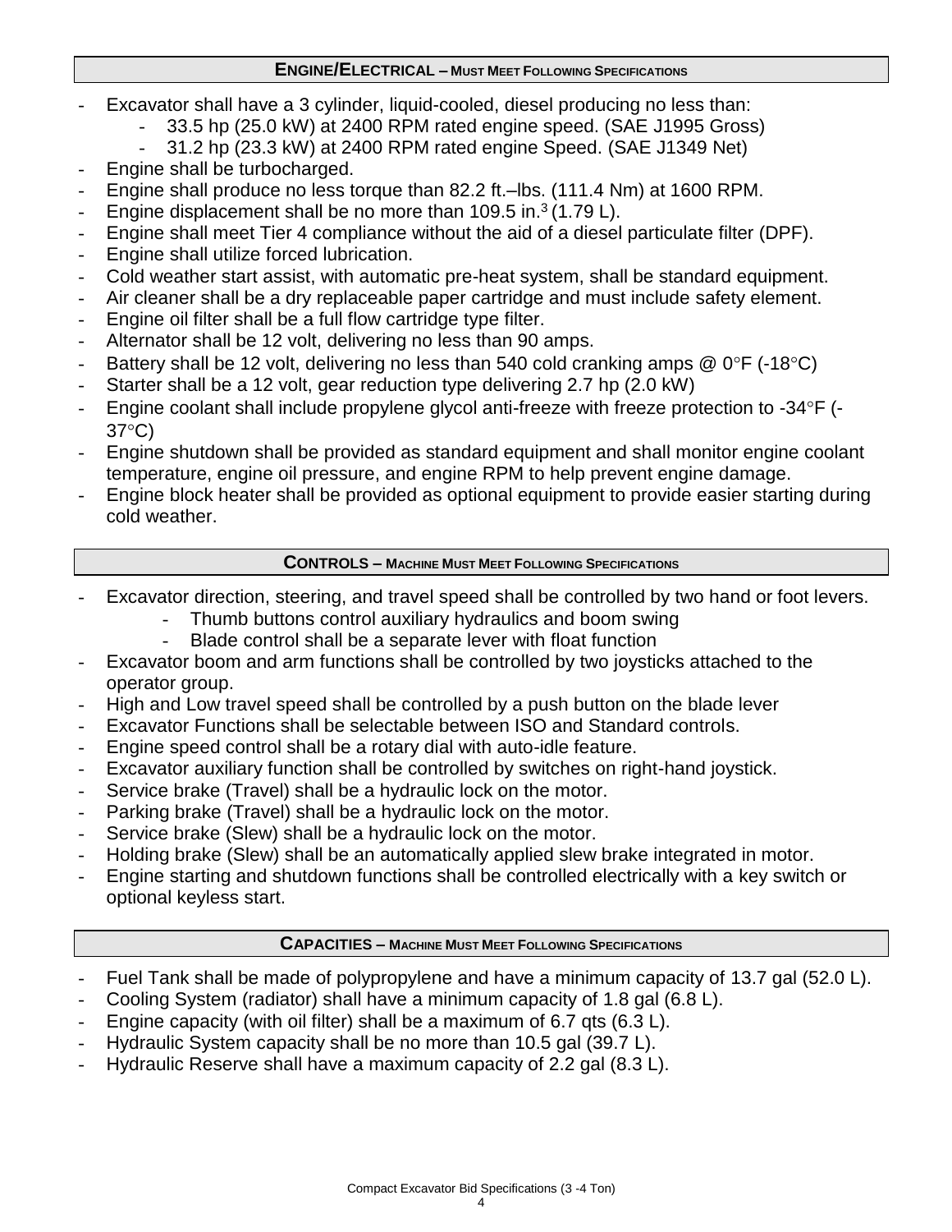## ENGINE/ELECTRICAL – MUST MEET FOLLOWING SPECIFICATIONS

- Excavator shall have a 3 cylinder, liquid-cooled, diesel producing no less than:
  - 33.5 hp (25.0 kW) at 2400 RPM rated engine speed. (SAE J1995 Gross)
  - 31.2 hp (23.3 kW) at 2400 RPM rated engine Speed. (SAE J1349 Net)
- Engine shall be turbocharged.
- Engine shall produce no less torque than 82.2 ft.–lbs. (111.4 Nm) at 1600 RPM.
- Engine displacement shall be no more than 109.5 in.$^3$ (1.79 L).
- Engine shall meet Tier 4 compliance without the aid of a diesel particulate filter (DPF).
- Engine shall utilize forced lubrication.
- Cold weather start assist, with automatic pre-heat system, shall be standard equipment.
- Air cleaner shall be a dry replaceable paper cartridge and must include safety element.
- Engine oil filter shall be a full flow cartridge type filter.
- Alternator shall be 12 volt, delivering no less than 90 amps.
- Battery shall be 12 volt, delivering no less than 540 cold cranking amps @ 0°F (-18°C)
- Starter shall be a 12 volt, gear reduction type delivering 2.7 hp (2.0 kW)
- Engine coolant shall include propylene glycol anti-freeze with freeze protection to -34°F (-37°C)
- Engine shutdown shall be provided as standard equipment and shall monitor engine coolant temperature, engine oil pressure, and engine RPM to help prevent engine damage.
- Engine block heater shall be provided as optional equipment to provide easier starting during cold weather.

## CONTROLS – MACHINE MUST MEET FOLLOWING SPECIFICATIONS

- Excavator direction, steering, and travel speed shall be controlled by two hand or foot levers.
  - Thumb buttons control auxiliary hydraulics and boom swing
  - Blade control shall be a separate lever with float function
- Excavator boom and arm functions shall be controlled by two joysticks attached to the operator group.
- High and Low travel speed shall be controlled by a push button on the blade lever
- Excavator Functions shall be selectable between ISO and Standard controls.
- Engine speed control shall be a rotary dial with auto-idle feature.
- Excavator auxiliary function shall be controlled by switches on right-hand joystick.
- Service brake (Travel) shall be a hydraulic lock on the motor.
- Parking brake (Travel) shall be a hydraulic lock on the motor.
- Service brake (Slew) shall be a hydraulic lock on the motor.
- Holding brake (Slew) shall be an automatically applied slew brake integrated in motor.
- Engine starting and shutdown functions shall be controlled electrically with a key switch or optional keyless start.

## CAPACITIES – MACHINE MUST MEET FOLLOWING SPECIFICATIONS

- Fuel Tank shall be made of polypropylene and have a minimum capacity of 13.7 gal (52.0 L).
- Cooling System (radiator) shall have a minimum capacity of 1.8 gal (6.8 L).
- Engine capacity (with oil filter) shall be a maximum of 6.7 qts (6.3 L).
- Hydraulic System capacity shall be no more than 10.5 gal (39.7 L).
- Hydraulic Reserve shall have a maximum capacity of 2.2 gal (8.3 L).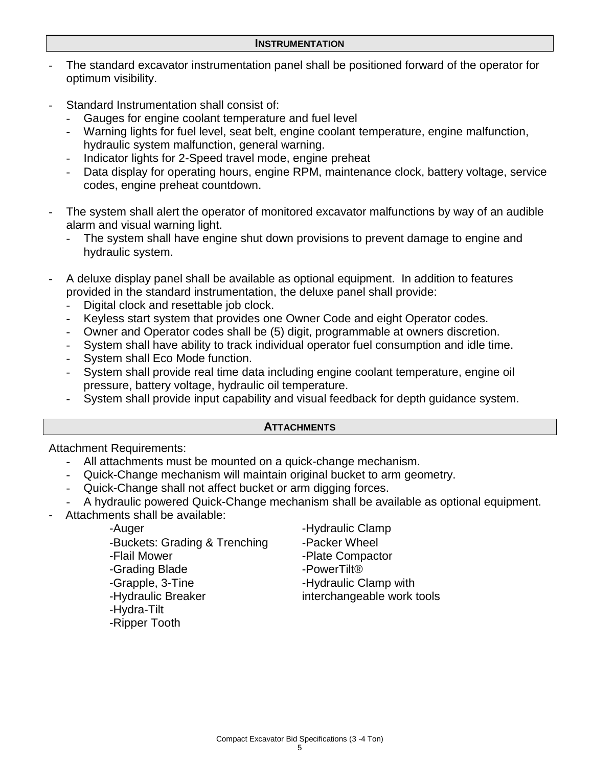## INSTRUMENTATION

- The standard excavator instrumentation panel shall be positioned forward of the operator for optimum visibility.

- Standard Instrumentation shall consist of:
  - Gauges for engine coolant temperature and fuel level
  - Warning lights for fuel level, seat belt, engine coolant temperature, engine malfunction, hydraulic system malfunction, general warning.
  - Indicator lights for 2-Speed travel mode, engine preheat
  - Data display for operating hours, engine RPM, maintenance clock, battery voltage, service codes, engine preheat countdown.

- The system shall alert the operator of monitored excavator malfunctions by way of an audible alarm and visual warning light.
  - The system shall have engine shut down provisions to prevent damage to engine and hydraulic system.

- A deluxe display panel shall be available as optional equipment. In addition to features provided in the standard instrumentation, the deluxe panel shall provide:
  - Digital clock and resettable job clock.
  - Keyless start system that provides one Owner Code and eight Operator codes.
  - Owner and Operator codes shall be (5) digit, programmable at owners discretion.
  - System shall have ability to track individual operator fuel consumption and idle time.
  - System shall Eco Mode function.
  - System shall provide real time data including engine coolant temperature, engine oil pressure, battery voltage, hydraulic oil temperature.
  - System shall provide input capability and visual feedback for depth guidance system.

## ATTACHMENTS

Attachment Requirements:
- All attachments must be mounted on a quick-change mechanism.
- Quick-Change mechanism will maintain original bucket to arm geometry.
- Quick-Change shall not affect bucket or arm digging forces.
- A hydraulic powered Quick-Change mechanism shall be available as optional equipment.

- Attachments shall be available:
  - -Auger
  - -Buckets: Grading & Trenching
  - -Flail Mower
  - -Grading Blade
  - -Grapple, 3-Tine
  - -Hydraulic Breaker
  - -Hydra-Tilt
  - -Ripper Tooth
  - -Hydraulic Clamp
  - -Packer Wheel
  - -Plate Compactor
  - -PowerTilt®
  - -Hydraulic Clamp with interchangeable work tools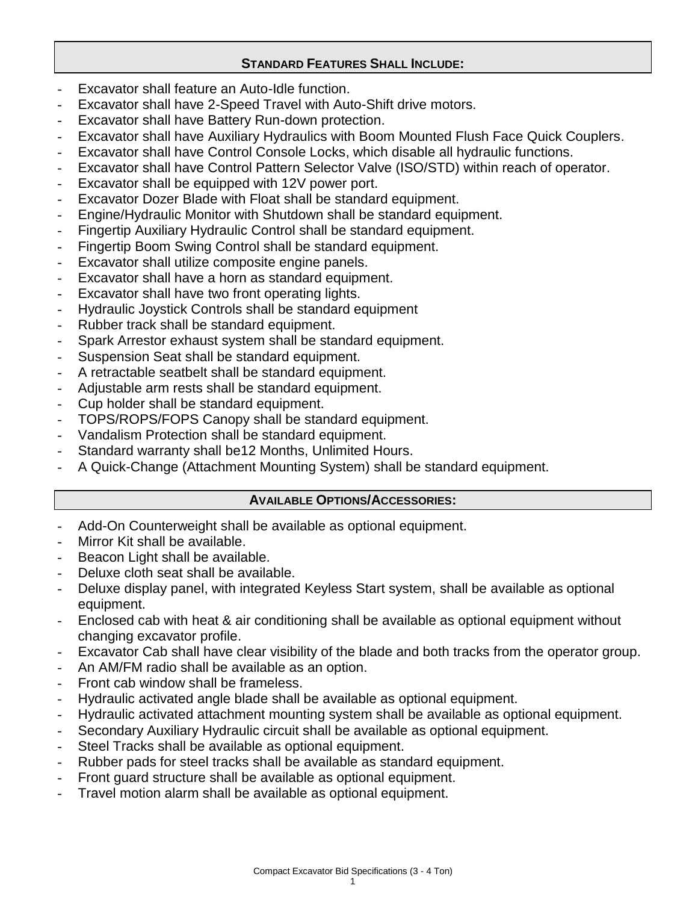## STANDARD FEATURES SHALL INCLUDE:

- Excavator shall feature an Auto-Idle function.
- Excavator shall have 2-Speed Travel with Auto-Shift drive motors.
- Excavator shall have Battery Run-down protection.
- Excavator shall have Auxiliary Hydraulics with Boom Mounted Flush Face Quick Couplers.
- Excavator shall have Control Console Locks, which disable all hydraulic functions.
- Excavator shall have Control Pattern Selector Valve (ISO/STD) within reach of operator.
- Excavator shall be equipped with 12V power port.
- Excavator Dozer Blade with Float shall be standard equipment.
- Engine/Hydraulic Monitor with Shutdown shall be standard equipment.
- Fingertip Auxiliary Hydraulic Control shall be standard equipment.
- Fingertip Boom Swing Control shall be standard equipment.
- Excavator shall utilize composite engine panels.
- Excavator shall have a horn as standard equipment.
- Excavator shall have two front operating lights.
- Hydraulic Joystick Controls shall be standard equipment
- Rubber track shall be standard equipment.
- Spark Arrestor exhaust system shall be standard equipment.
- Suspension Seat shall be standard equipment.
- A retractable seatbelt shall be standard equipment.
- Adjustable arm rests shall be standard equipment.
- Cup holder shall be standard equipment.
- TOPS/ROPS/FOPS Canopy shall be standard equipment.
- Vandalism Protection shall be standard equipment.
- Standard warranty shall be12 Months, Unlimited Hours.
- A Quick-Change (Attachment Mounting System) shall be standard equipment.

## AVAILABLE OPTIONS/ACCESSORIES:

- Add-On Counterweight shall be available as optional equipment.
- Mirror Kit shall be available.
- Beacon Light shall be available.
- Deluxe cloth seat shall be available.
- Deluxe display panel, with integrated Keyless Start system, shall be available as optional equipment.
- Enclosed cab with heat & air conditioning shall be available as optional equipment without changing excavator profile.
- Excavator Cab shall have clear visibility of the blade and both tracks from the operator group.
- An AM/FM radio shall be available as an option.
- Front cab window shall be frameless.
- Hydraulic activated angle blade shall be available as optional equipment.
- Hydraulic activated attachment mounting system shall be available as optional equipment.
- Secondary Auxiliary Hydraulic circuit shall be available as optional equipment.
- Steel Tracks shall be available as optional equipment.
- Rubber pads for steel tracks shall be available as standard equipment.
- Front guard structure shall be available as optional equipment.
- Travel motion alarm shall be available as optional equipment.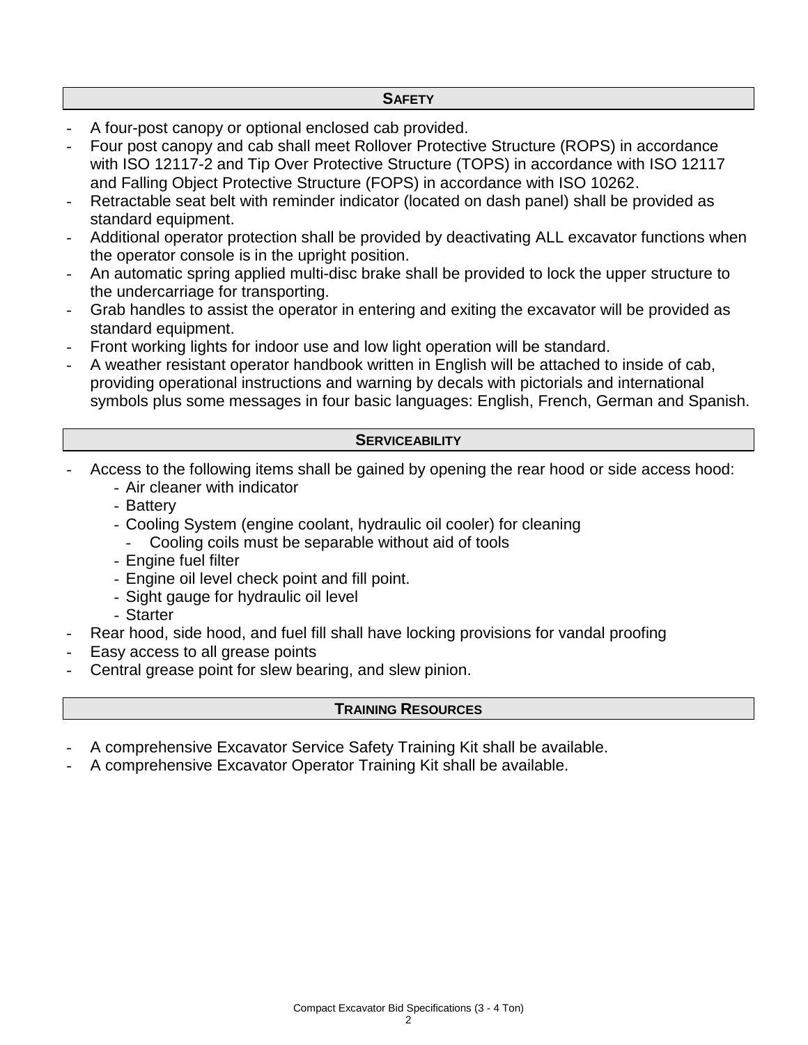## SAFETY

- A four-post canopy or optional enclosed cab provided.
- Four post canopy and cab shall meet Rollover Protective Structure (ROPS) in accordance with ISO 12117-2 and Tip Over Protective Structure (TOPS) in accordance with ISO 12117 and Falling Object Protective Structure (FOPS) in accordance with ISO 10262.
- Retractable seat belt with reminder indicator (located on dash panel) shall be provided as standard equipment.
- Additional operator protection shall be provided by deactivating ALL excavator functions when the operator console is in the upright position.
- An automatic spring applied multi-disc brake shall be provided to lock the upper structure to the undercarriage for transporting.
- Grab handles to assist the operator in entering and exiting the excavator will be provided as standard equipment.
- Front working lights for indoor use and low light operation will be standard.
- A weather resistant operator handbook written in English will be attached to inside of cab, providing operational instructions and warning by decals with pictorials and international symbols plus some messages in four basic languages: English, French, German and Spanish.

## SERVICEABILITY

- Access to the following items shall be gained by opening the rear hood or side access hood:
  - Air cleaner with indicator
  - Battery
  - Cooling System (engine coolant, hydraulic oil cooler) for cleaning
    - Cooling coils must be separable without aid of tools
  - Engine fuel filter
  - Engine oil level check point and fill point.
  - Sight gauge for hydraulic oil level
  - Starter
- Rear hood, side hood, and fuel fill shall have locking provisions for vandal proofing
- Easy access to all grease points
- Central grease point for slew bearing, and slew pinion.

## TRAINING RESOURCES

- A comprehensive Excavator Service Safety Training Kit shall be available.
- A comprehensive Excavator Operator Training Kit shall be available.